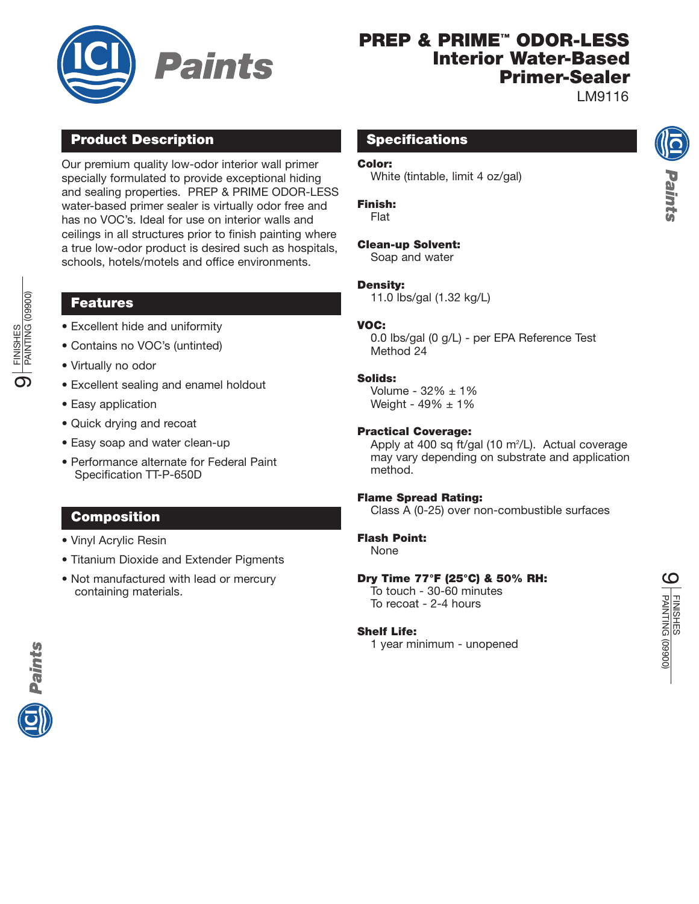# PREP & PRIME™ ODOR-LESS Interior Water-Based Primer-Sealer

LM9116

## Product Description

Our premium quality low-odor interior wall primer specially formulated to provide exceptional hiding and sealing properties. PREP & PRIME ODOR-LESS water-based primer sealer is virtually odor free and has no VOC's. Ideal for use on interior walls and ceilings in all structures prior to finish painting where a true low-odor product is desired such as hospitals, schools, hotels/motels and office environments.

## Features

- Excellent hide and uniformity
- Contains no VOC's (untinted)
- Virtually no odor
- Excellent sealing and enamel holdout
- Easy application
- Quick drying and recoat
- Easy soap and water clean-up
- Performance alternate for Federal Paint Specification TT-P-650D

## Composition

- Vinyl Acrylic Resin
- Titanium Dioxide and Extender Pigments
- Not manufactured with lead or mercury containing materials.

## Specifications

**Color:**
White (tintable, limit 4 oz/gal)

**Finish:**
Flat

**Clean-up Solvent:**
Soap and water

**Density:**
11.0 lbs/gal (1.32 kg/L)

**VOC:**
0.0 lbs/gal (0 g/L) - per EPA Reference Test Method 24

**Solids:**
Volume - 32% ± 1%
Weight - 49% ± 1%

**Practical Coverage:**
Apply at 400 sq ft/gal (10 $m^2$/L). Actual coverage may vary depending on substrate and application method.

**Flame Spread Rating:**
Class A (0-25) over non-combustible surfaces

**Flash Point:**
None

**Dry Time 77°F (25°C) & 50% RH:**
To touch - 30-60 minutes
To recoat - 2-4 hours

**Shelf Life:**
1 year minimum - unopened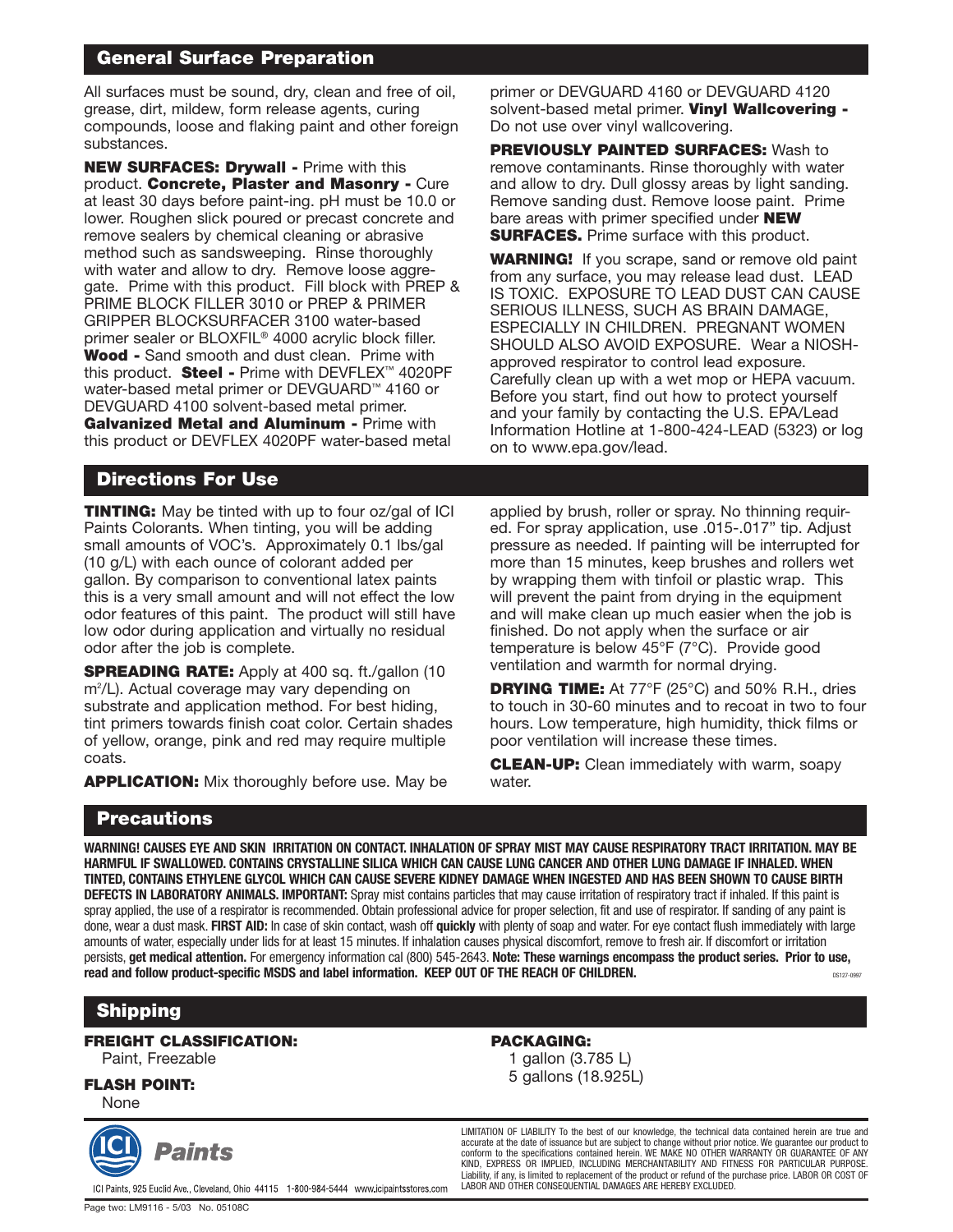## General Surface Preparation

All surfaces must be sound, dry, clean and free of oil, grease, dirt, mildew, form release agents, curing compounds, loose and flaking paint and other foreign substances.

**NEW SURFACES: Drywall -** Prime with this product. **Concrete, Plaster and Masonry -** Cure at least 30 days before paint-ing. pH must be 10.0 or lower. Roughen slick poured or precast concrete and remove sealers by chemical cleaning or abrasive method such as sandsweeping. Rinse thoroughly with water and allow to dry. Remove loose aggregate. Prime with this product. Fill block with PREP & PRIME BLOCK FILLER 3010 or PREP & PRIMER GRIPPER BLOCKSURFACER 3100 water-based primer sealer or BLOXFIL® 4000 acrylic block filler. **Wood -** Sand smooth and dust clean. Prime with this product. **Steel -** Prime with DEVFLEX™ 4020PF water-based metal primer or DEVGUARD™ 4160 or DEVGUARD 4100 solvent-based metal primer. **Galvanized Metal and Aluminum -** Prime with this product or DEVFLEX 4020PF water-based metal primer or DEVGUARD 4160 or DEVGUARD 4120 solvent-based metal primer. **Vinyl Wallcovering -** Do not use over vinyl wallcovering.

**PREVIOUSLY PAINTED SURFACES:** Wash to remove contaminants. Rinse thoroughly with water and allow to dry. Dull glossy areas by light sanding. Remove sanding dust. Remove loose paint. Prime bare areas with primer specified under **NEW SURFACES.** Prime surface with this product.

**WARNING!** If you scrape, sand or remove old paint from any surface, you may release lead dust. LEAD IS TOXIC. EXPOSURE TO LEAD DUST CAN CAUSE SERIOUS ILLNESS, SUCH AS BRAIN DAMAGE, ESPECIALLY IN CHILDREN. PREGNANT WOMEN SHOULD ALSO AVOID EXPOSURE. Wear a NIOSH-approved respirator to control lead exposure. Carefully clean up with a wet mop or HEPA vacuum. Before you start, find out how to protect yourself and your family by contacting the U.S. EPA/Lead Information Hotline at 1-800-424-LEAD (5323) or log on to www.epa.gov/lead.

## Directions For Use

**TINTING:** May be tinted with up to four oz/gal of ICI Paints Colorants. When tinting, you will be adding small amounts of VOC's. Approximately 0.1 lbs/gal (10 g/L) with each ounce of colorant added per gallon. By comparison to conventional latex paints this is a very small amount and will not effect the low odor features of this paint. The product will still have low odor during application and virtually no residual odor after the job is complete.

**SPREADING RATE:** Apply at 400 sq. ft./gallon (10 $m^2$/L). Actual coverage may vary depending on substrate and application method. For best hiding, tint primers towards finish coat color. Certain shades of yellow, orange, pink and red may require multiple coats.

**APPLICATION:** Mix thoroughly before use. May be applied by brush, roller or spray. No thinning required. For spray application, use .015-.017" tip. Adjust pressure as needed. If painting will be interrupted for more than 15 minutes, keep brushes and rollers wet by wrapping them with tinfoil or plastic wrap. This will prevent the paint from drying in the equipment and will make clean up much easier when the job is finished. Do not apply when the surface or air temperature is below 45°F (7°C). Provide good ventilation and warmth for normal drying.

**DRYING TIME:** At 77°F (25°C) and 50% R.H., dries to touch in 30-60 minutes and to recoat in two to four hours. Low temperature, high humidity, thick films or poor ventilation will increase these times.

**CLEAN-UP:** Clean immediately with warm, soapy water.

## Precautions

**WARNING! CAUSES EYE AND SKIN IRRITATION ON CONTACT. INHALATION OF SPRAY MIST MAY CAUSE RESPIRATORY TRACT IRRITATION. MAY BE HARMFUL IF SWALLOWED. CONTAINS CRYSTALLINE SILICA WHICH CAN CAUSE LUNG CANCER AND OTHER LUNG DAMAGE IF INHALED. WHEN TINTED, CONTAINS ETHYLENE GLYCOL WHICH CAN CAUSE SEVERE KIDNEY DAMAGE WHEN INGESTED AND HAS BEEN SHOWN TO CAUSE BIRTH DEFECTS IN LABORATORY ANIMALS. IMPORTANT:** Spray mist contains particles that may cause irritation of respiratory tract if inhaled. If this paint is spray applied, the use of a respirator is recommended. Obtain professional advice for proper selection, fit and use of respirator. If sanding of any paint is done, wear a dust mask. **FIRST AID:** In case of skin contact, wash off **quickly** with plenty of soap and water. For eye contact flush immediately with large amounts of water, especially under lids for at least 15 minutes. If inhalation causes physical discomfort, remove to fresh air. If discomfort or irritation persists, **get medical attention.** For emergency information cal (800) 545-2643. **Note: These warnings encompass the product series. Prior to use, read and follow product-specific MSDS and label information. KEEP OUT OF THE REACH OF CHILDREN.**

DS127-0997

## Shipping

**FREIGHT CLASSIFICATION:**
Paint, Freezable

**FLASH POINT:**
None

**PACKAGING:**
1 gallon (3.785 L)
5 gallons (18.925L)

ICI Paints

ICI Paints, 925 Euclid Ave., Cleveland, Ohio 44115 1-800-984-5444 www.icipaintsstores.com

LIMITATION OF LIABILITY To the best of our knowledge, the technical data contained herein are true and accurate at the date of issuance but are subject to change without prior notice. We guarantee our product to conform to the specifications contained herein. WE MAKE NO OTHER WARRANTY OR GUARANTEE OF ANY KIND, EXPRESS OR IMPLIED, INCLUDING MERCHANTABILITY AND FITNESS FOR PARTICULAR PURPOSE. Liability, if any, is limited to replacement of the product or refund of the purchase price. LABOR OR COST OF LABOR AND OTHER CONSEQUENTIAL DAMAGES ARE HEREBY EXCLUDED.

Page two: LM9116 - 5/03 No. 05108C